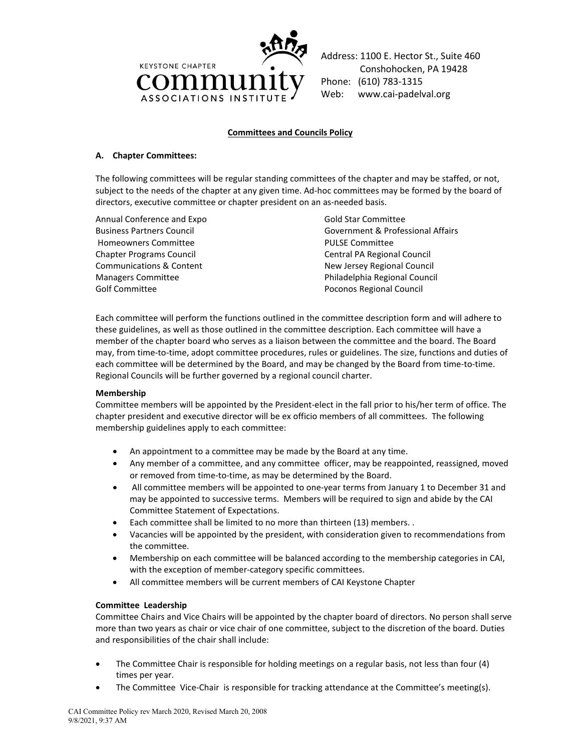KEYSTONE CHAPTER
community
ASSOCIATIONS INSTITUTE

Address: 1100 E. Hector St., Suite 460
Conshohocken, PA 19428
Phone: (610) 783-1315
Web: www.cai-padelval.org

## Committees and Councils Policy

### A. Chapter Committees:

The following committees will be regular standing committees of the chapter and may be staffed, or not, subject to the needs of the chapter at any given time. Ad-hoc committees may be formed by the board of directors, executive committee or chapter president on an as-needed basis.

Annual Conference and Expo
Business Partners Council
Homeowners Committee
Chapter Programs Council
Communications & Content
Managers Committee
Golf Committee
Gold Star Committee
Government & Professional Affairs
PULSE Committee
Central PA Regional Council
New Jersey Regional Council
Philadelphia Regional Council
Poconos Regional Council

Each committee will perform the functions outlined in the committee description form and will adhere to these guidelines, as well as those outlined in the committee description. Each committee will have a member of the chapter board who serves as a liaison between the committee and the board. The Board may, from time-to-time, adopt committee procedures, rules or guidelines. The size, functions and duties of each committee will be determined by the Board, and may be changed by the Board from time-to-time. Regional Councils will be further governed by a regional council charter.

**Membership**
Committee members will be appointed by the President-elect in the fall prior to his/her term of office. The chapter president and executive director will be ex officio members of all committees. The following membership guidelines apply to each committee:

- An appointment to a committee may be made by the Board at any time.
- Any member of a committee, and any committee officer, may be reappointed, reassigned, moved or removed from time-to-time, as may be determined by the Board.
- All committee members will be appointed to one-year terms from January 1 to December 31 and may be appointed to successive terms. Members will be required to sign and abide by the CAI Committee Statement of Expectations.
- Each committee shall be limited to no more than thirteen (13) members. .
- Vacancies will be appointed by the president, with consideration given to recommendations from the committee.
- Membership on each committee will be balanced according to the membership categories in CAI, with the exception of member-category specific committees.
- All committee members will be current members of CAI Keystone Chapter

**Committee Leadership**
Committee Chairs and Vice Chairs will be appointed by the chapter board of directors. No person shall serve more than two years as chair or vice chair of one committee, subject to the discretion of the board. Duties and responsibilities of the chair shall include:

- The Committee Chair is responsible for holding meetings on a regular basis, not less than four (4) times per year.
- The Committee Vice-Chair is responsible for tracking attendance at the Committee's meeting(s).

CAI Committee Policy rev March 2020, Revised March 20, 2008
9/8/2021, 9:37 AM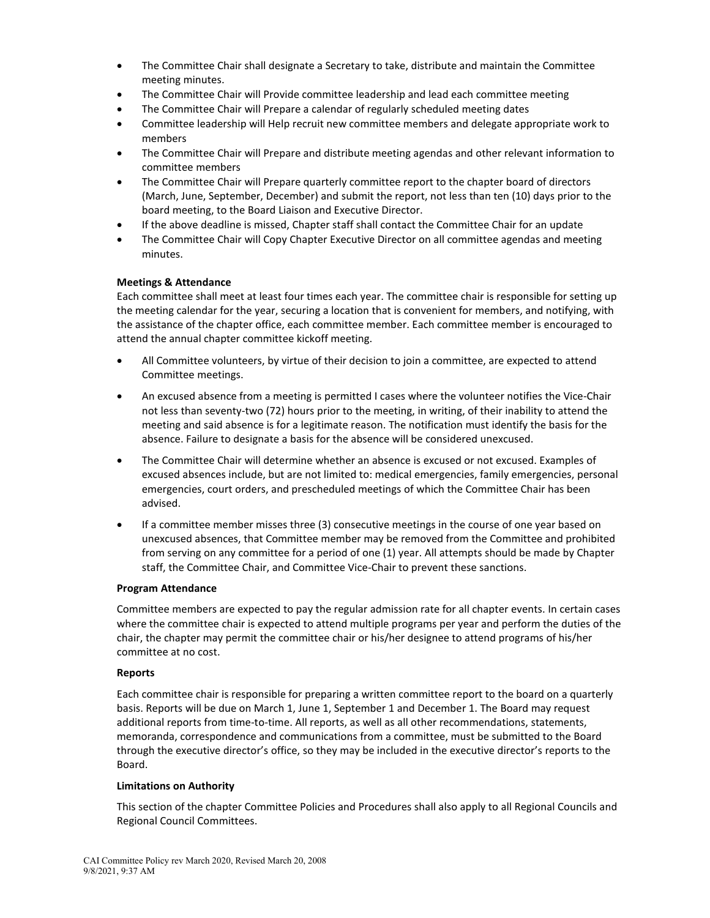- The Committee Chair shall designate a Secretary to take, distribute and maintain the Committee meeting minutes.
- The Committee Chair will Provide committee leadership and lead each committee meeting
- The Committee Chair will Prepare a calendar of regularly scheduled meeting dates
- Committee leadership will Help recruit new committee members and delegate appropriate work to members
- The Committee Chair will Prepare and distribute meeting agendas and other relevant information to committee members
- The Committee Chair will Prepare quarterly committee report to the chapter board of directors (March, June, September, December) and submit the report, not less than ten (10) days prior to the board meeting, to the Board Liaison and Executive Director.
- If the above deadline is missed, Chapter staff shall contact the Committee Chair for an update
- The Committee Chair will Copy Chapter Executive Director on all committee agendas and meeting minutes.

**Meetings & Attendance**

Each committee shall meet at least four times each year. The committee chair is responsible for setting up the meeting calendar for the year, securing a location that is convenient for members, and notifying, with the assistance of the chapter office, each committee member. Each committee member is encouraged to attend the annual chapter committee kickoff meeting.

- All Committee volunteers, by virtue of their decision to join a committee, are expected to attend Committee meetings.
- An excused absence from a meeting is permitted I cases where the volunteer notifies the Vice-Chair not less than seventy-two (72) hours prior to the meeting, in writing, of their inability to attend the meeting and said absence is for a legitimate reason. The notification must identify the basis for the absence. Failure to designate a basis for the absence will be considered unexcused.
- The Committee Chair will determine whether an absence is excused or not excused. Examples of excused absences include, but are not limited to: medical emergencies, family emergencies, personal emergencies, court orders, and prescheduled meetings of which the Committee Chair has been advised.
- If a committee member misses three (3) consecutive meetings in the course of one year based on unexcused absences, that Committee member may be removed from the Committee and prohibited from serving on any committee for a period of one (1) year. All attempts should be made by Chapter staff, the Committee Chair, and Committee Vice-Chair to prevent these sanctions.

**Program Attendance**

Committee members are expected to pay the regular admission rate for all chapter events. In certain cases where the committee chair is expected to attend multiple programs per year and perform the duties of the chair, the chapter may permit the committee chair or his/her designee to attend programs of his/her committee at no cost.

**Reports**

Each committee chair is responsible for preparing a written committee report to the board on a quarterly basis. Reports will be due on March 1, June 1, September 1 and December 1. The Board may request additional reports from time-to-time. All reports, as well as all other recommendations, statements, memoranda, correspondence and communications from a committee, must be submitted to the Board through the executive director's office, so they may be included in the executive director's reports to the Board.

**Limitations on Authority**

This section of the chapter Committee Policies and Procedures shall also apply to all Regional Councils and Regional Council Committees.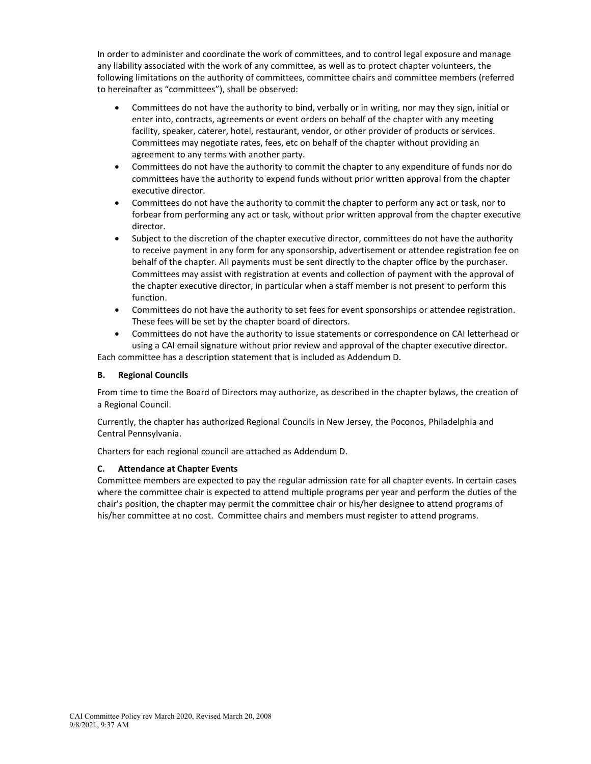In order to administer and coordinate the work of committees, and to control legal exposure and manage any liability associated with the work of any committee, as well as to protect chapter volunteers, the following limitations on the authority of committees, committee chairs and committee members (referred to hereinafter as "committees"), shall be observed:

- Committees do not have the authority to bind, verbally or in writing, nor may they sign, initial or enter into, contracts, agreements or event orders on behalf of the chapter with any meeting facility, speaker, caterer, hotel, restaurant, vendor, or other provider of products or services. Committees may negotiate rates, fees, etc on behalf of the chapter without providing an agreement to any terms with another party.
- Committees do not have the authority to commit the chapter to any expenditure of funds nor do committees have the authority to expend funds without prior written approval from the chapter executive director.
- Committees do not have the authority to commit the chapter to perform any act or task, nor to forbear from performing any act or task, without prior written approval from the chapter executive director.
- Subject to the discretion of the chapter executive director, committees do not have the authority to receive payment in any form for any sponsorship, advertisement or attendee registration fee on behalf of the chapter. All payments must be sent directly to the chapter office by the purchaser. Committees may assist with registration at events and collection of payment with the approval of the chapter executive director, in particular when a staff member is not present to perform this function.
- Committees do not have the authority to set fees for event sponsorships or attendee registration. These fees will be set by the chapter board of directors.
- Committees do not have the authority to issue statements or correspondence on CAI letterhead or using a CAI email signature without prior review and approval of the chapter executive director.

Each committee has a description statement that is included as Addendum D.

**B. Regional Councils**

From time to time the Board of Directors may authorize, as described in the chapter bylaws, the creation of a Regional Council.

Currently, the chapter has authorized Regional Councils in New Jersey, the Poconos, Philadelphia and Central Pennsylvania.

Charters for each regional council are attached as Addendum D.

**C. Attendance at Chapter Events**

Committee members are expected to pay the regular admission rate for all chapter events. In certain cases where the committee chair is expected to attend multiple programs per year and perform the duties of the chair's position, the chapter may permit the committee chair or his/her designee to attend programs of his/her committee at no cost. Committee chairs and members must register to attend programs.